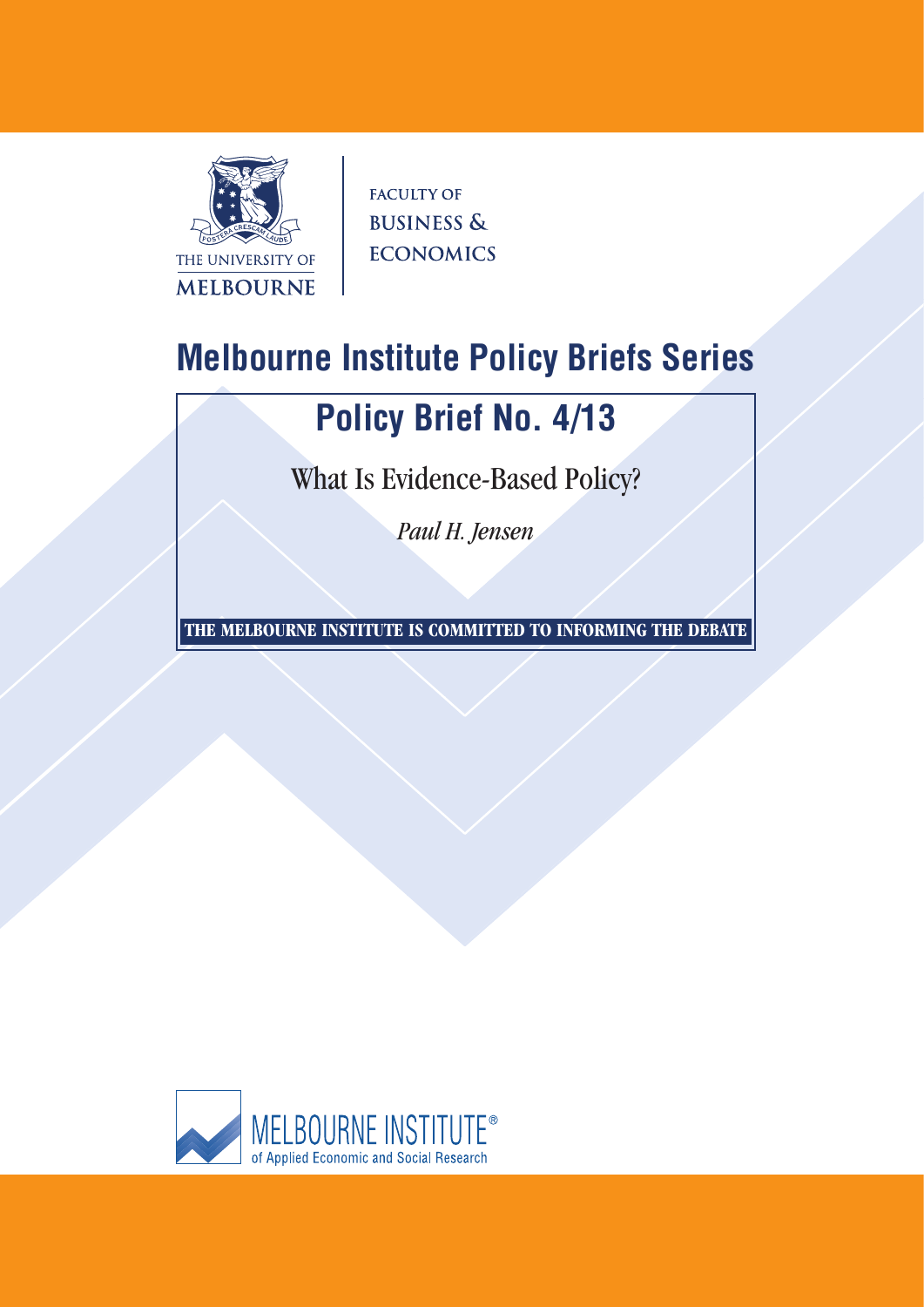THE UNIVERSITY OF MELBOURNE

FACULTY OF BUSINESS & ECONOMICS

# Melbourne Institute Policy Briefs Series

## Policy Brief No. 4/13

What Is Evidence-Based Policy?

*Paul H. Jensen*

**THE MELBOURNE INSTITUTE IS COMMITTED TO INFORMING THE DEBATE**

MELBOURNE INSTITUTE®
of Applied Economic and Social Research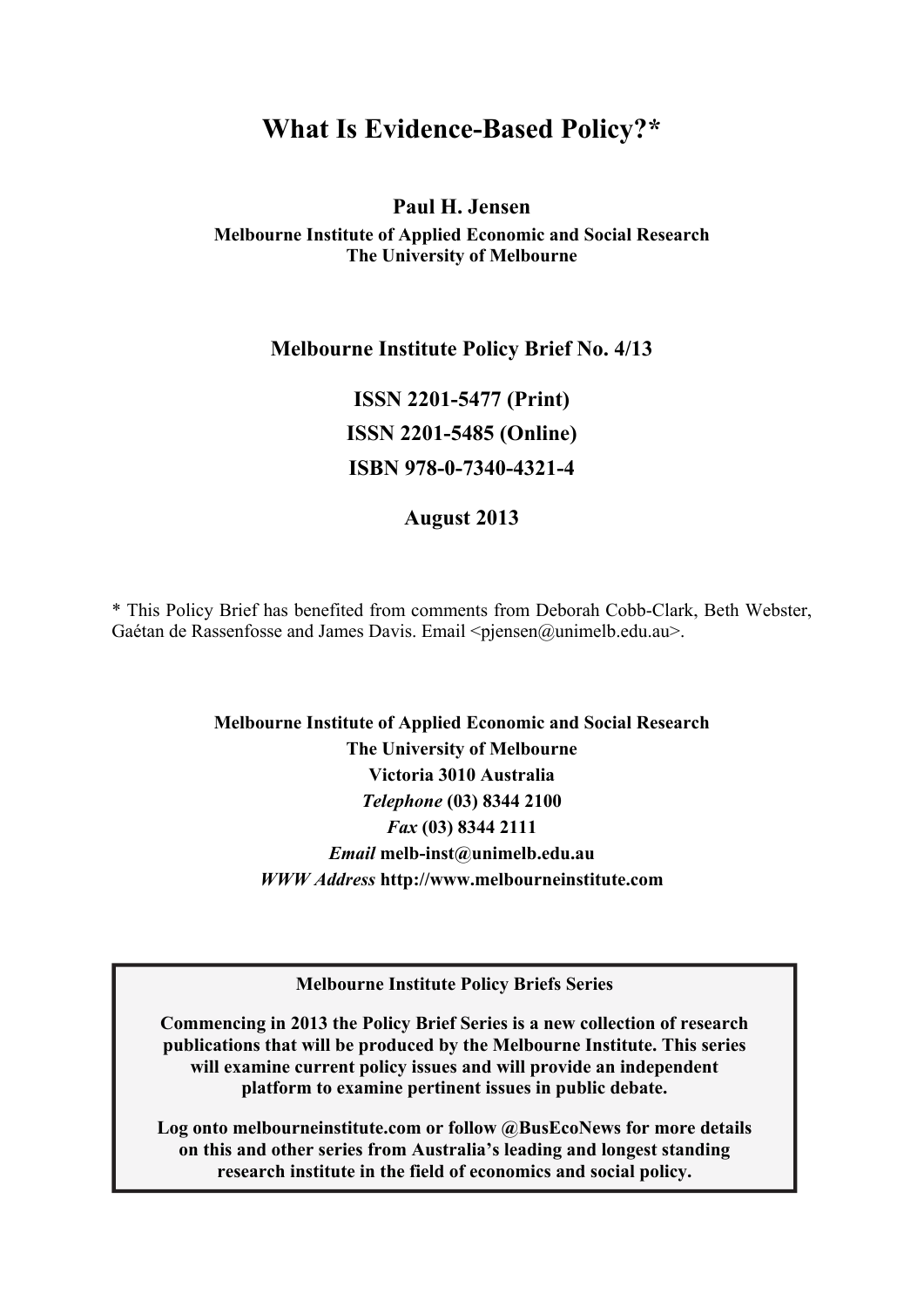# What Is Evidence-Based Policy?*

**Paul H. Jensen**
**Melbourne Institute of Applied Economic and Social Research**
**The University of Melbourne**

**Melbourne Institute Policy Brief No. 4/13**

**ISSN 2201-5477 (Print)**

**ISSN 2201-5485 (Online)**

**ISBN 978-0-7340-4321-4**

**August 2013**

\* This Policy Brief has benefited from comments from Deborah Cobb-Clark, Beth Webster, Gaétan de Rassenfosse and James Davis. Email <pjensen@unimelb.edu.au>.

**Melbourne Institute of Applied Economic and Social Research**
**The University of Melbourne**
**Victoria 3010 Australia**
***Telephone*** **(03) 8344 2100**
***Fax*** **(03) 8344 2111**
***Email*** **melb-inst@unimelb.edu.au**
***WWW Address*** **http://www.melbourneinstitute.com**

**Melbourne Institute Policy Briefs Series**

**Commencing in 2013 the Policy Brief Series is a new collection of research publications that will be produced by the Melbourne Institute. This series will examine current policy issues and will provide an independent platform to examine pertinent issues in public debate.**

**Log onto melbourneinstitute.com or follow @BusEcoNews for more details on this and other series from Australia's leading and longest standing research institute in the field of economics and social policy.**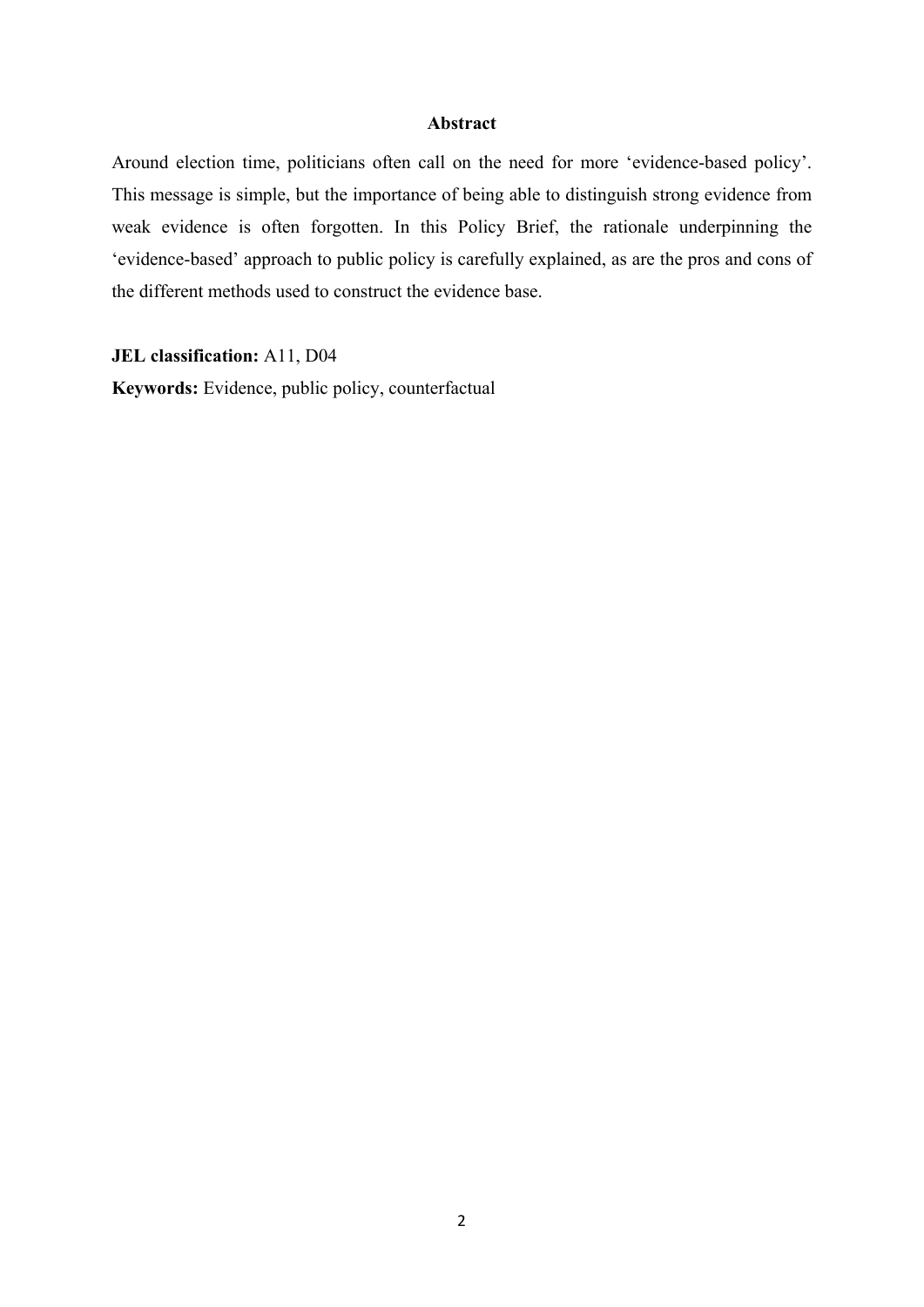## Abstract

Around election time, politicians often call on the need for more 'evidence-based policy'. This message is simple, but the importance of being able to distinguish strong evidence from weak evidence is often forgotten. In this Policy Brief, the rationale underpinning the 'evidence-based' approach to public policy is carefully explained, as are the pros and cons of the different methods used to construct the evidence base.

**JEL classification:** A11, D04

**Keywords:** Evidence, public policy, counterfactual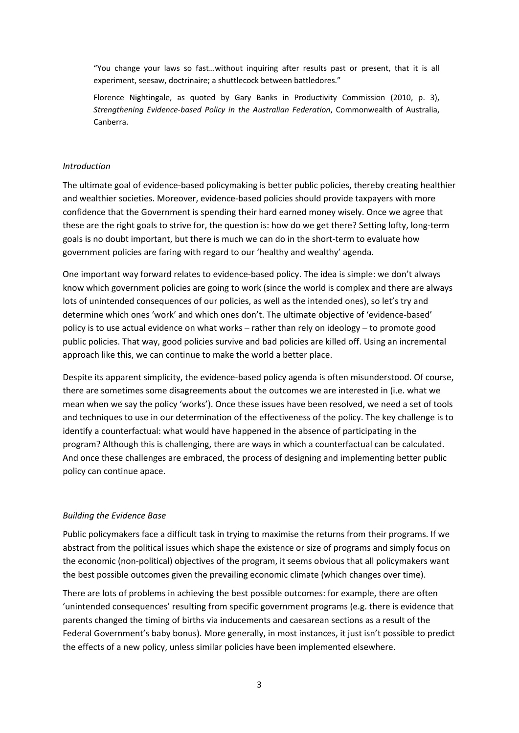> "You change your laws so fast…without inquiring after results past or present, that it is all experiment, seesaw, doctrinaire; a shuttlecock between battledores."
>
> Florence Nightingale, as quoted by Gary Banks in Productivity Commission (2010, p. 3), *Strengthening Evidence-based Policy in the Australian Federation*, Commonwealth of Australia, Canberra.

### *Introduction*

The ultimate goal of evidence-based policymaking is better public policies, thereby creating healthier and wealthier societies. Moreover, evidence-based policies should provide taxpayers with more confidence that the Government is spending their hard earned money wisely. Once we agree that these are the right goals to strive for, the question is: how do we get there? Setting lofty, long-term goals is no doubt important, but there is much we can do in the short-term to evaluate how government policies are faring with regard to our 'healthy and wealthy' agenda.

One important way forward relates to evidence-based policy. The idea is simple: we don't always know which government policies are going to work (since the world is complex and there are always lots of unintended consequences of our policies, as well as the intended ones), so let's try and determine which ones 'work' and which ones don't. The ultimate objective of 'evidence-based' policy is to use actual evidence on what works – rather than rely on ideology – to promote good public policies. That way, good policies survive and bad policies are killed off. Using an incremental approach like this, we can continue to make the world a better place.

Despite its apparent simplicity, the evidence-based policy agenda is often misunderstood. Of course, there are sometimes some disagreements about the outcomes we are interested in (i.e. what we mean when we say the policy 'works'). Once these issues have been resolved, we need a set of tools and techniques to use in our determination of the effectiveness of the policy. The key challenge is to identify a counterfactual: what would have happened in the absence of participating in the program? Although this is challenging, there are ways in which a counterfactual can be calculated. And once these challenges are embraced, the process of designing and implementing better public policy can continue apace.

### *Building the Evidence Base*

Public policymakers face a difficult task in trying to maximise the returns from their programs. If we abstract from the political issues which shape the existence or size of programs and simply focus on the economic (non-political) objectives of the program, it seems obvious that all policymakers want the best possible outcomes given the prevailing economic climate (which changes over time).

There are lots of problems in achieving the best possible outcomes: for example, there are often 'unintended consequences' resulting from specific government programs (e.g. there is evidence that parents changed the timing of births via inducements and caesarean sections as a result of the Federal Government's baby bonus). More generally, in most instances, it just isn't possible to predict the effects of a new policy, unless similar policies have been implemented elsewhere.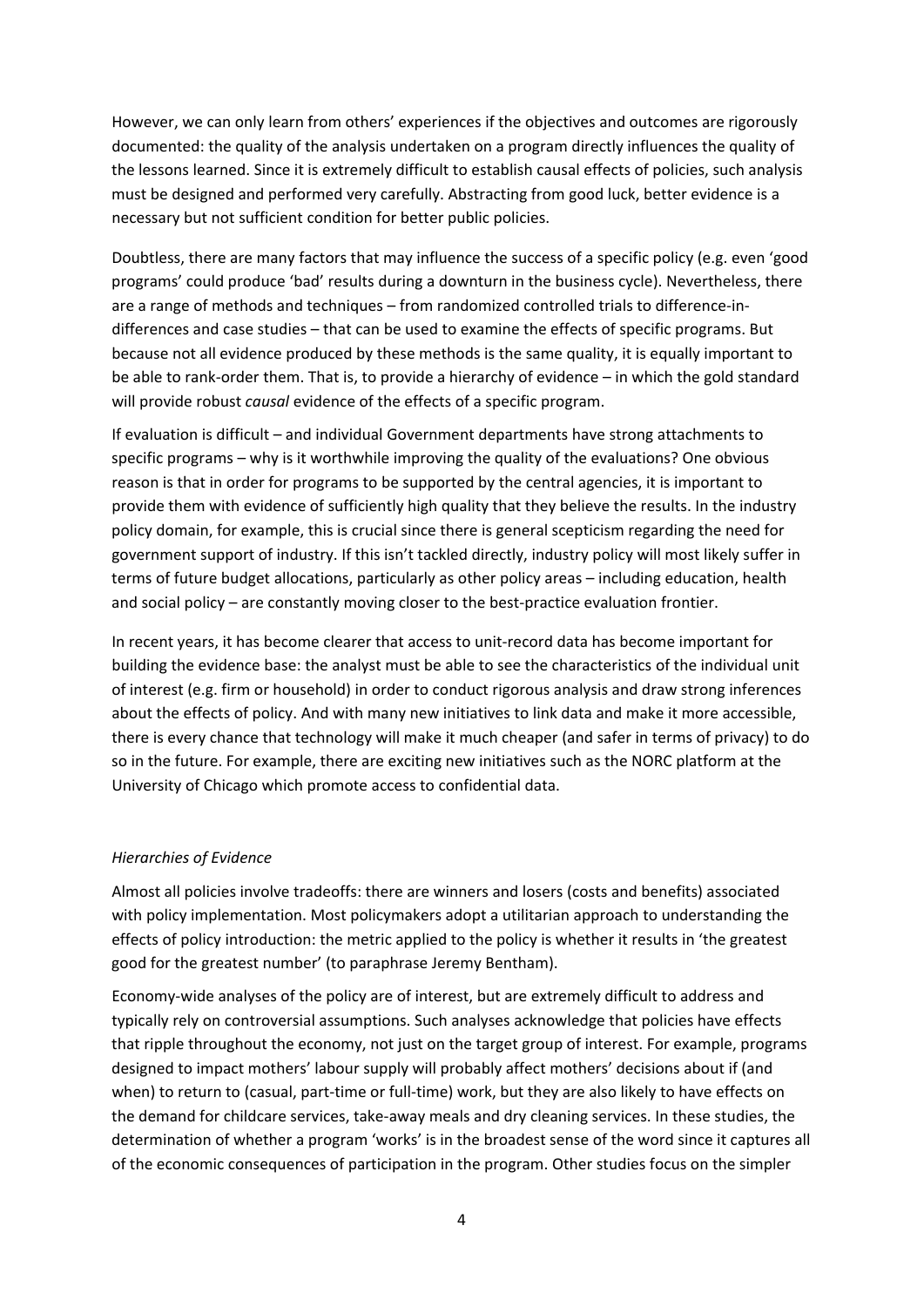However, we can only learn from others' experiences if the objectives and outcomes are rigorously documented: the quality of the analysis undertaken on a program directly influences the quality of the lessons learned. Since it is extremely difficult to establish causal effects of policies, such analysis must be designed and performed very carefully. Abstracting from good luck, better evidence is a necessary but not sufficient condition for better public policies.

Doubtless, there are many factors that may influence the success of a specific policy (e.g. even 'good programs' could produce 'bad' results during a downturn in the business cycle). Nevertheless, there are a range of methods and techniques – from randomized controlled trials to difference-in-differences and case studies – that can be used to examine the effects of specific programs. But because not all evidence produced by these methods is the same quality, it is equally important to be able to rank-order them. That is, to provide a hierarchy of evidence – in which the gold standard will provide robust *causal* evidence of the effects of a specific program.

If evaluation is difficult – and individual Government departments have strong attachments to specific programs – why is it worthwhile improving the quality of the evaluations? One obvious reason is that in order for programs to be supported by the central agencies, it is important to provide them with evidence of sufficiently high quality that they believe the results. In the industry policy domain, for example, this is crucial since there is general scepticism regarding the need for government support of industry. If this isn't tackled directly, industry policy will most likely suffer in terms of future budget allocations, particularly as other policy areas – including education, health and social policy – are constantly moving closer to the best-practice evaluation frontier.

In recent years, it has become clearer that access to unit-record data has become important for building the evidence base: the analyst must be able to see the characteristics of the individual unit of interest (e.g. firm or household) in order to conduct rigorous analysis and draw strong inferences about the effects of policy. And with many new initiatives to link data and make it more accessible, there is every chance that technology will make it much cheaper (and safer in terms of privacy) to do so in the future. For example, there are exciting new initiatives such as the NORC platform at the University of Chicago which promote access to confidential data.

### *Hierarchies of Evidence*

Almost all policies involve tradeoffs: there are winners and losers (costs and benefits) associated with policy implementation. Most policymakers adopt a utilitarian approach to understanding the effects of policy introduction: the metric applied to the policy is whether it results in 'the greatest good for the greatest number' (to paraphrase Jeremy Bentham).

Economy-wide analyses of the policy are of interest, but are extremely difficult to address and typically rely on controversial assumptions. Such analyses acknowledge that policies have effects that ripple throughout the economy, not just on the target group of interest. For example, programs designed to impact mothers' labour supply will probably affect mothers' decisions about if (and when) to return to (casual, part-time or full-time) work, but they are also likely to have effects on the demand for childcare services, take-away meals and dry cleaning services. In these studies, the determination of whether a program 'works' is in the broadest sense of the word since it captures all of the economic consequences of participation in the program. Other studies focus on the simpler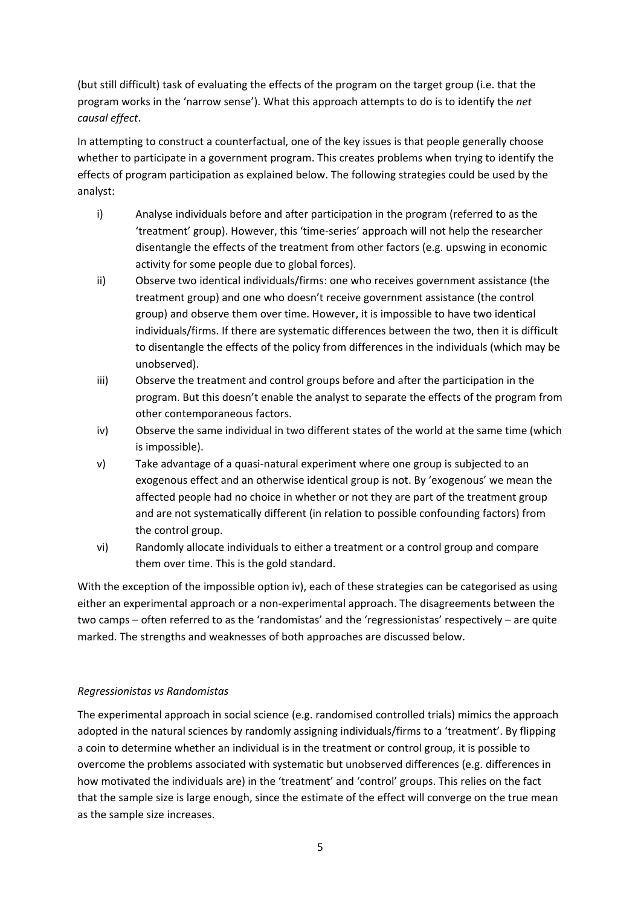(but still difficult) task of evaluating the effects of the program on the target group (i.e. that the program works in the 'narrow sense'). What this approach attempts to do is to identify the *net causal effect*.

In attempting to construct a counterfactual, one of the key issues is that people generally choose whether to participate in a government program. This creates problems when trying to identify the effects of program participation as explained below. The following strategies could be used by the analyst:

i) Analyse individuals before and after participation in the program (referred to as the 'treatment' group). However, this 'time-series' approach will not help the researcher disentangle the effects of the treatment from other factors (e.g. upswing in economic activity for some people due to global forces).

ii) Observe two identical individuals/firms: one who receives government assistance (the treatment group) and one who doesn't receive government assistance (the control group) and observe them over time. However, it is impossible to have two identical individuals/firms. If there are systematic differences between the two, then it is difficult to disentangle the effects of the policy from differences in the individuals (which may be unobserved).

iii) Observe the treatment and control groups before and after the participation in the program. But this doesn't enable the analyst to separate the effects of the program from other contemporaneous factors.

iv) Observe the same individual in two different states of the world at the same time (which is impossible).

v) Take advantage of a quasi-natural experiment where one group is subjected to an exogenous effect and an otherwise identical group is not. By 'exogenous' we mean the affected people had no choice in whether or not they are part of the treatment group and are not systematically different (in relation to possible confounding factors) from the control group.

vi) Randomly allocate individuals to either a treatment or a control group and compare them over time. This is the gold standard.

With the exception of the impossible option iv), each of these strategies can be categorised as using either an experimental approach or a non-experimental approach. The disagreements between the two camps – often referred to as the 'randomistas' and the 'regressionistas' respectively – are quite marked. The strengths and weaknesses of both approaches are discussed below.

*Regressionistas vs Randomistas*

The experimental approach in social science (e.g. randomised controlled trials) mimics the approach adopted in the natural sciences by randomly assigning individuals/firms to a 'treatment'. By flipping a coin to determine whether an individual is in the treatment or control group, it is possible to overcome the problems associated with systematic but unobserved differences (e.g. differences in how motivated the individuals are) in the 'treatment' and 'control' groups. This relies on the fact that the sample size is large enough, since the estimate of the effect will converge on the true mean as the sample size increases.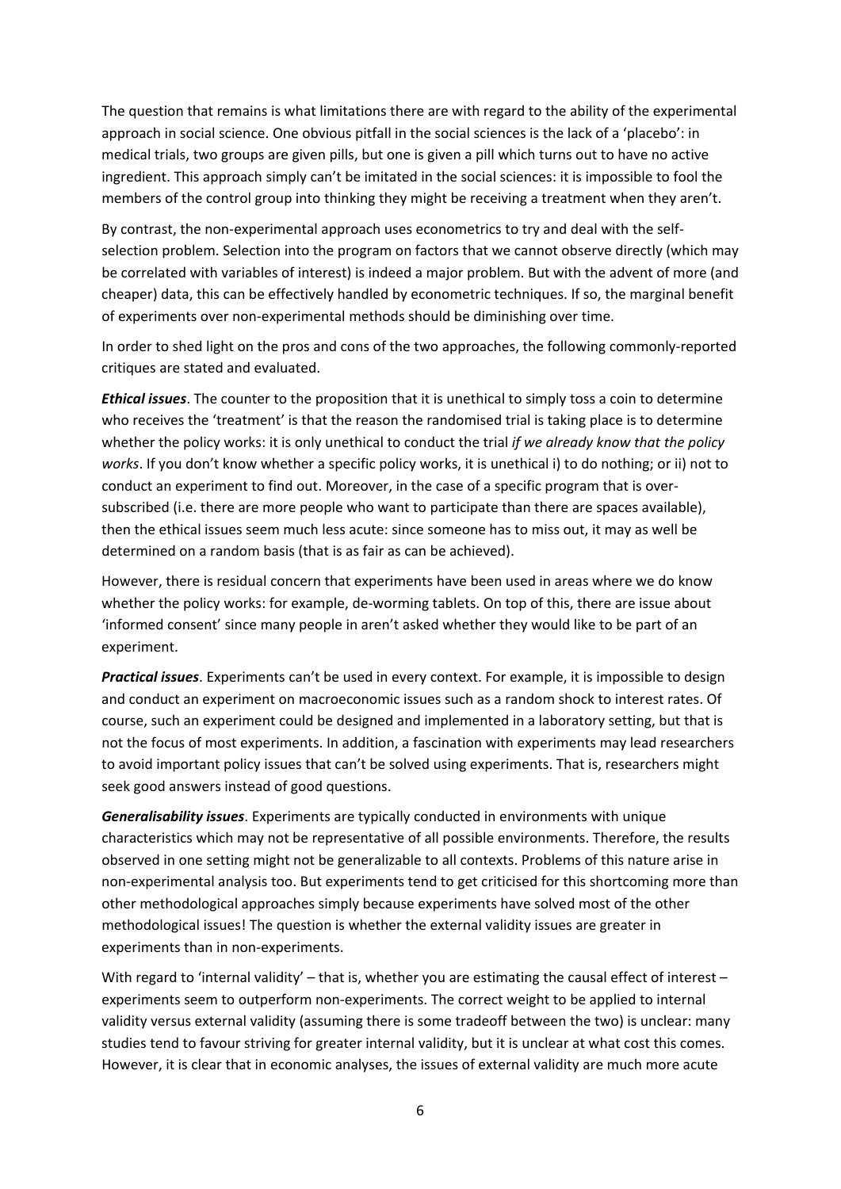The question that remains is what limitations there are with regard to the ability of the experimental approach in social science. One obvious pitfall in the social sciences is the lack of a 'placebo': in medical trials, two groups are given pills, but one is given a pill which turns out to have no active ingredient. This approach simply can't be imitated in the social sciences: it is impossible to fool the members of the control group into thinking they might be receiving a treatment when they aren't.

By contrast, the non-experimental approach uses econometrics to try and deal with the self-selection problem. Selection into the program on factors that we cannot observe directly (which may be correlated with variables of interest) is indeed a major problem. But with the advent of more (and cheaper) data, this can be effectively handled by econometric techniques. If so, the marginal benefit of experiments over non-experimental methods should be diminishing over time.

In order to shed light on the pros and cons of the two approaches, the following commonly-reported critiques are stated and evaluated.

***Ethical issues***. The counter to the proposition that it is unethical to simply toss a coin to determine who receives the 'treatment' is that the reason the randomised trial is taking place is to determine whether the policy works: it is only unethical to conduct the trial *if we already know that the policy works*. If you don't know whether a specific policy works, it is unethical i) to do nothing; or ii) not to conduct an experiment to find out. Moreover, in the case of a specific program that is over-subscribed (i.e. there are more people who want to participate than there are spaces available), then the ethical issues seem much less acute: since someone has to miss out, it may as well be determined on a random basis (that is as fair as can be achieved).

However, there is residual concern that experiments have been used in areas where we do know whether the policy works: for example, de-worming tablets. On top of this, there are issue about 'informed consent' since many people in aren't asked whether they would like to be part of an experiment.

***Practical issues***. Experiments can't be used in every context. For example, it is impossible to design and conduct an experiment on macroeconomic issues such as a random shock to interest rates. Of course, such an experiment could be designed and implemented in a laboratory setting, but that is not the focus of most experiments. In addition, a fascination with experiments may lead researchers to avoid important policy issues that can't be solved using experiments. That is, researchers might seek good answers instead of good questions.

***Generalisability issues***. Experiments are typically conducted in environments with unique characteristics which may not be representative of all possible environments. Therefore, the results observed in one setting might not be generalizable to all contexts. Problems of this nature arise in non-experimental analysis too. But experiments tend to get criticised for this shortcoming more than other methodological approaches simply because experiments have solved most of the other methodological issues! The question is whether the external validity issues are greater in experiments than in non-experiments.

With regard to 'internal validity' – that is, whether you are estimating the causal effect of interest – experiments seem to outperform non-experiments. The correct weight to be applied to internal validity versus external validity (assuming there is some tradeoff between the two) is unclear: many studies tend to favour striving for greater internal validity, but it is unclear at what cost this comes. However, it is clear that in economic analyses, the issues of external validity are much more acute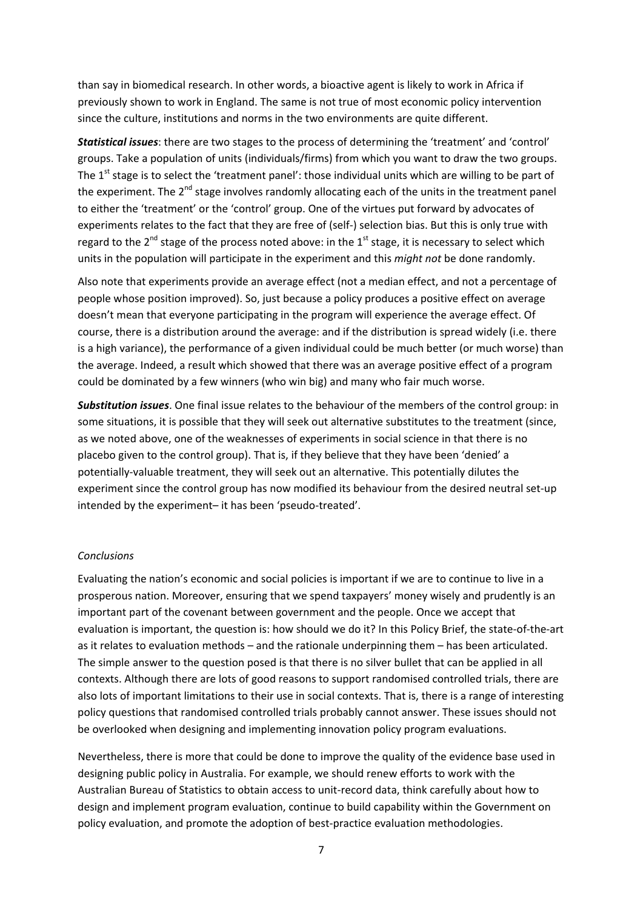than say in biomedical research. In other words, a bioactive agent is likely to work in Africa if previously shown to work in England. The same is not true of most economic policy intervention since the culture, institutions and norms in the two environments are quite different.

***Statistical issues***: there are two stages to the process of determining the 'treatment' and 'control' groups. Take a population of units (individuals/firms) from which you want to draw the two groups. The 1st stage is to select the 'treatment panel': those individual units which are willing to be part of the experiment. The 2nd stage involves randomly allocating each of the units in the treatment panel to either the 'treatment' or the 'control' group. One of the virtues put forward by advocates of experiments relates to the fact that they are free of (self-) selection bias. But this is only true with regard to the 2nd stage of the process noted above: in the 1st stage, it is necessary to select which units in the population will participate in the experiment and this *might not* be done randomly.

Also note that experiments provide an average effect (not a median effect, and not a percentage of people whose position improved). So, just because a policy produces a positive effect on average doesn't mean that everyone participating in the program will experience the average effect. Of course, there is a distribution around the average: and if the distribution is spread widely (i.e. there is a high variance), the performance of a given individual could be much better (or much worse) than the average. Indeed, a result which showed that there was an average positive effect of a program could be dominated by a few winners (who win big) and many who fair much worse.

***Substitution issues***. One final issue relates to the behaviour of the members of the control group: in some situations, it is possible that they will seek out alternative substitutes to the treatment (since, as we noted above, one of the weaknesses of experiments in social science in that there is no placebo given to the control group). That is, if they believe that they have been 'denied' a potentially-valuable treatment, they will seek out an alternative. This potentially dilutes the experiment since the control group has now modified its behaviour from the desired neutral set-up intended by the experiment– it has been 'pseudo-treated'.

*Conclusions*

Evaluating the nation's economic and social policies is important if we are to continue to live in a prosperous nation. Moreover, ensuring that we spend taxpayers' money wisely and prudently is an important part of the covenant between government and the people. Once we accept that evaluation is important, the question is: how should we do it? In this Policy Brief, the state-of-the-art as it relates to evaluation methods – and the rationale underpinning them – has been articulated. The simple answer to the question posed is that there is no silver bullet that can be applied in all contexts. Although there are lots of good reasons to support randomised controlled trials, there are also lots of important limitations to their use in social contexts. That is, there is a range of interesting policy questions that randomised controlled trials probably cannot answer. These issues should not be overlooked when designing and implementing innovation policy program evaluations.

Nevertheless, there is more that could be done to improve the quality of the evidence base used in designing public policy in Australia. For example, we should renew efforts to work with the Australian Bureau of Statistics to obtain access to unit-record data, think carefully about how to design and implement program evaluation, continue to build capability within the Government on policy evaluation, and promote the adoption of best-practice evaluation methodologies.